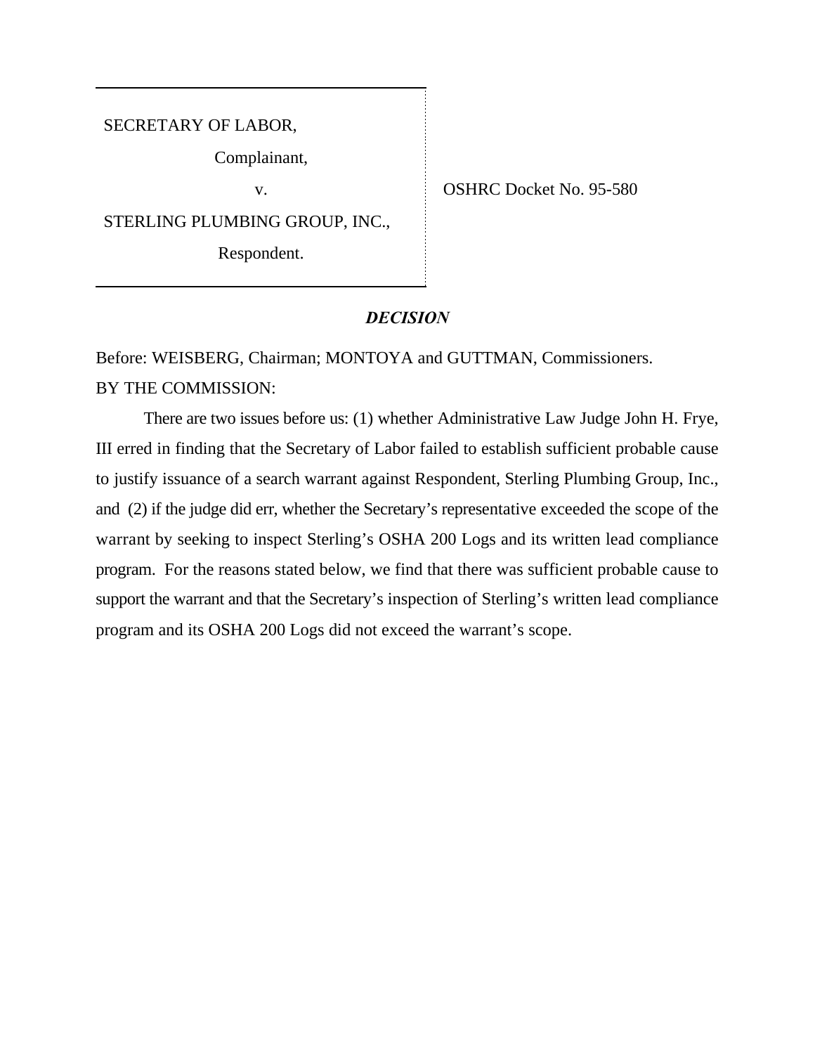SECRETARY OF LABOR,

Complainant,

v.

STERLING PLUMBING GROUP, INC.,

Respondent.

OSHRC Docket No. 95-580

***DECISION***

Before: WEISBERG, Chairman; MONTOYA and GUTTMAN, Commissioners.

BY THE COMMISSION:

There are two issues before us: (1) whether Administrative Law Judge John H. Frye, III erred in finding that the Secretary of Labor failed to establish sufficient probable cause to justify issuance of a search warrant against Respondent, Sterling Plumbing Group, Inc., and (2) if the judge did err, whether the Secretary's representative exceeded the scope of the warrant by seeking to inspect Sterling's OSHA 200 Logs and its written lead compliance program. For the reasons stated below, we find that there was sufficient probable cause to support the warrant and that the Secretary's inspection of Sterling's written lead compliance program and its OSHA 200 Logs did not exceed the warrant's scope.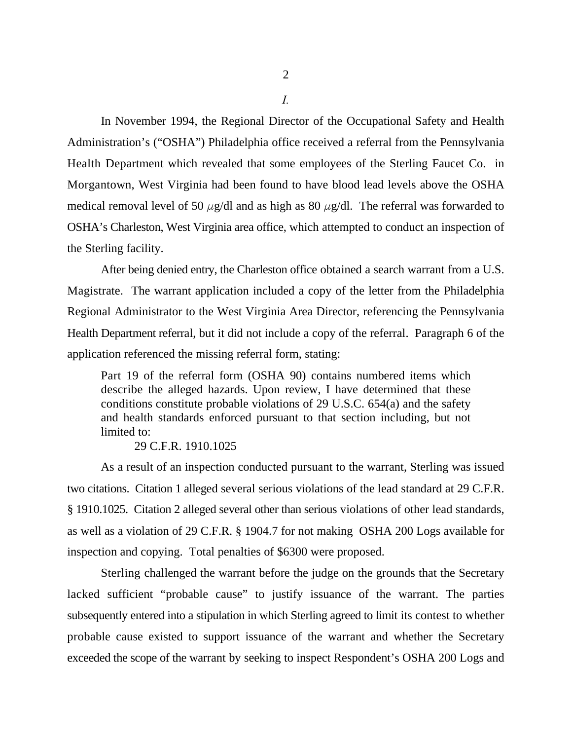*I.*

In November 1994, the Regional Director of the Occupational Safety and Health Administration's ("OSHA") Philadelphia office received a referral from the Pennsylvania Health Department which revealed that some employees of the Sterling Faucet Co. in Morgantown, West Virginia had been found to have blood lead levels above the OSHA medical removal level of 50 $\mu$g/dl and as high as 80 $\mu$g/dl. The referral was forwarded to OSHA's Charleston, West Virginia area office, which attempted to conduct an inspection of the Sterling facility.

After being denied entry, the Charleston office obtained a search warrant from a U.S. Magistrate. The warrant application included a copy of the letter from the Philadelphia Regional Administrator to the West Virginia Area Director, referencing the Pennsylvania Health Department referral, but it did not include a copy of the referral. Paragraph 6 of the application referenced the missing referral form, stating:

> Part 19 of the referral form (OSHA 90) contains numbered items which describe the alleged hazards. Upon review, I have determined that these conditions constitute probable violations of 29 U.S.C. 654(a) and the safety and health standards enforced pursuant to that section including, but not limited to:
>
> 29 C.F.R. 1910.1025

As a result of an inspection conducted pursuant to the warrant, Sterling was issued two citations. Citation 1 alleged several serious violations of the lead standard at 29 C.F.R. § 1910.1025. Citation 2 alleged several other than serious violations of other lead standards, as well as a violation of 29 C.F.R. § 1904.7 for not making OSHA 200 Logs available for inspection and copying. Total penalties of $6300 were proposed.

Sterling challenged the warrant before the judge on the grounds that the Secretary lacked sufficient "probable cause" to justify issuance of the warrant. The parties subsequently entered into a stipulation in which Sterling agreed to limit its contest to whether probable cause existed to support issuance of the warrant and whether the Secretary exceeded the scope of the warrant by seeking to inspect Respondent's OSHA 200 Logs and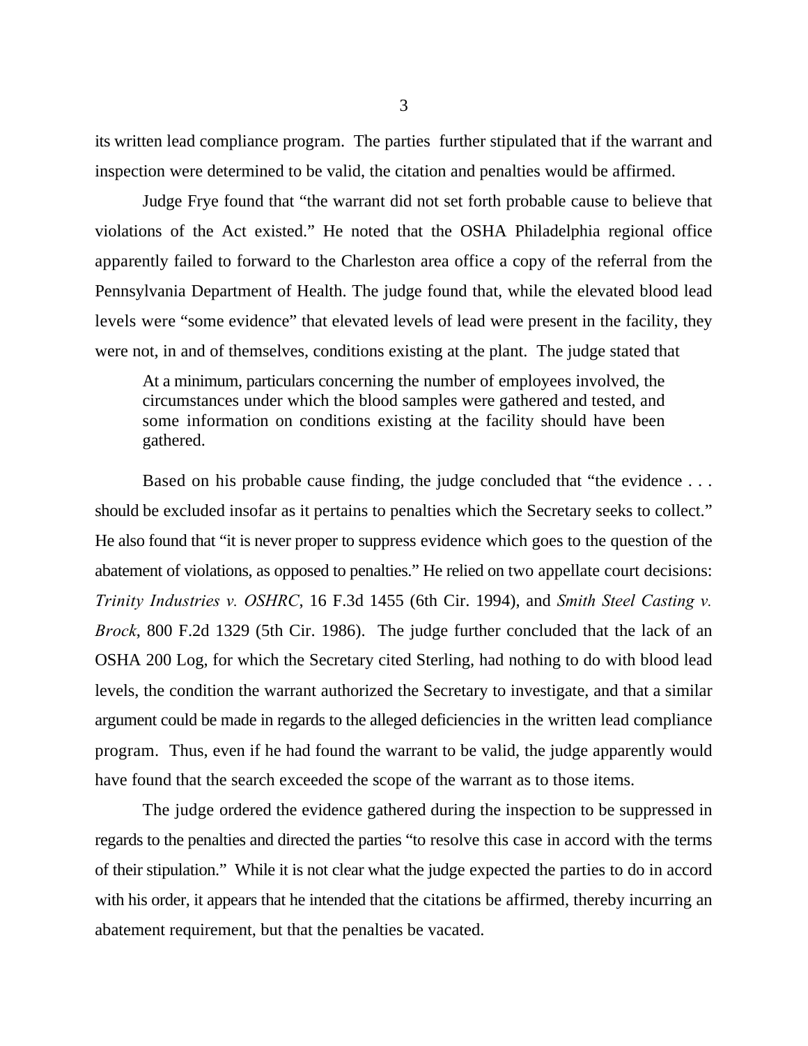its written lead compliance program. The parties further stipulated that if the warrant and inspection were determined to be valid, the citation and penalties would be affirmed.

Judge Frye found that "the warrant did not set forth probable cause to believe that violations of the Act existed." He noted that the OSHA Philadelphia regional office apparently failed to forward to the Charleston area office a copy of the referral from the Pennsylvania Department of Health. The judge found that, while the elevated blood lead levels were "some evidence" that elevated levels of lead were present in the facility, they were not, in and of themselves, conditions existing at the plant. The judge stated that

> At a minimum, particulars concerning the number of employees involved, the circumstances under which the blood samples were gathered and tested, and some information on conditions existing at the facility should have been gathered.

Based on his probable cause finding, the judge concluded that "the evidence . . . should be excluded insofar as it pertains to penalties which the Secretary seeks to collect." He also found that "it is never proper to suppress evidence which goes to the question of the abatement of violations, as opposed to penalties." He relied on two appellate court decisions: *Trinity Industries v. OSHRC*, 16 F.3d 1455 (6th Cir. 1994), and *Smith Steel Casting v. Brock*, 800 F.2d 1329 (5th Cir. 1986). The judge further concluded that the lack of an OSHA 200 Log, for which the Secretary cited Sterling, had nothing to do with blood lead levels, the condition the warrant authorized the Secretary to investigate, and that a similar argument could be made in regards to the alleged deficiencies in the written lead compliance program. Thus, even if he had found the warrant to be valid, the judge apparently would have found that the search exceeded the scope of the warrant as to those items.

The judge ordered the evidence gathered during the inspection to be suppressed in regards to the penalties and directed the parties "to resolve this case in accord with the terms of their stipulation." While it is not clear what the judge expected the parties to do in accord with his order, it appears that he intended that the citations be affirmed, thereby incurring an abatement requirement, but that the penalties be vacated.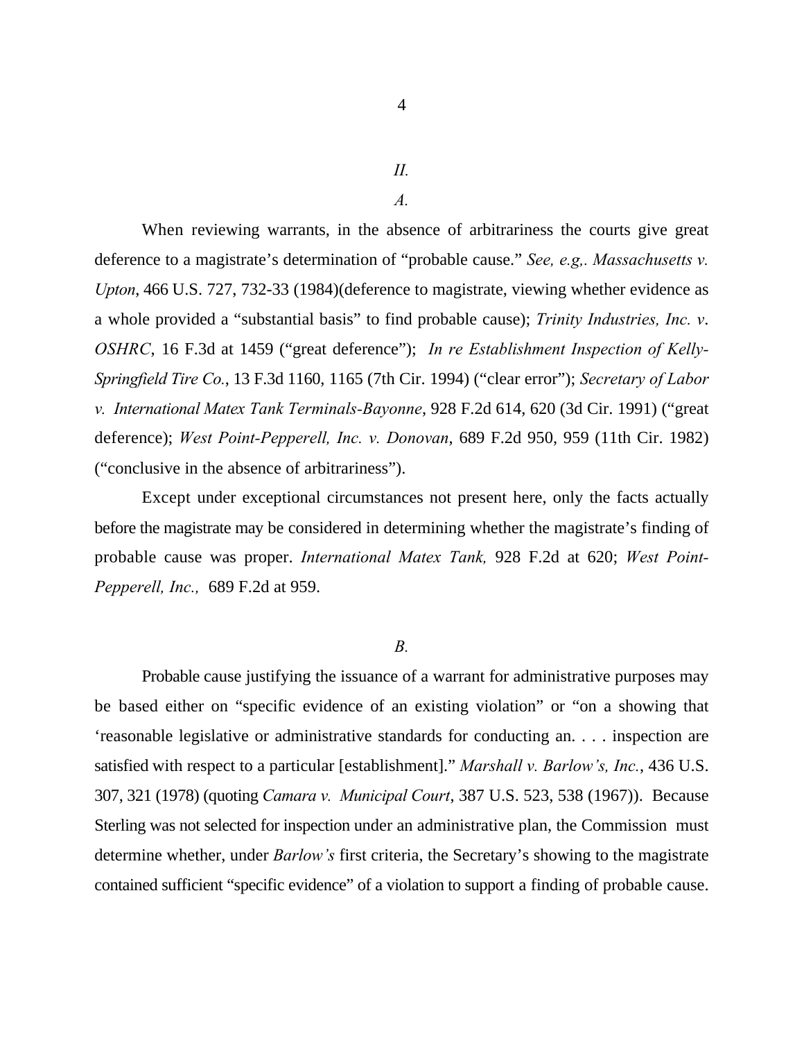*II.*

*A.*

When reviewing warrants, in the absence of arbitrariness the courts give great deference to a magistrate's determination of "probable cause." *See, e.g,. Massachusetts v. Upton*, 466 U.S. 727, 732-33 (1984)(deference to magistrate, viewing whether evidence as a whole provided a "substantial basis" to find probable cause); *Trinity Industries, Inc. v. OSHRC*, 16 F.3d at 1459 ("great deference"); *In re Establishment Inspection of Kelly-Springfield Tire Co.*, 13 F.3d 1160, 1165 (7th Cir. 1994) ("clear error"); *Secretary of Labor v. International Matex Tank Terminals-Bayonne*, 928 F.2d 614, 620 (3d Cir. 1991) ("great deference); *West Point-Pepperell, Inc. v. Donovan*, 689 F.2d 950, 959 (11th Cir. 1982) ("conclusive in the absence of arbitrariness").

Except under exceptional circumstances not present here, only the facts actually before the magistrate may be considered in determining whether the magistrate's finding of probable cause was proper. *International Matex Tank,* 928 F.2d at 620; *West Point-Pepperell, Inc.,* 689 F.2d at 959.

*B.*

Probable cause justifying the issuance of a warrant for administrative purposes may be based either on "specific evidence of an existing violation" or "on a showing that 'reasonable legislative or administrative standards for conducting an. . . . inspection are satisfied with respect to a particular [establishment]." *Marshall v. Barlow's, Inc.*, 436 U.S. 307, 321 (1978) (quoting *Camara v. Municipal Court*, 387 U.S. 523, 538 (1967)). Because Sterling was not selected for inspection under an administrative plan, the Commission must determine whether, under *Barlow's* first criteria, the Secretary's showing to the magistrate contained sufficient "specific evidence" of a violation to support a finding of probable cause.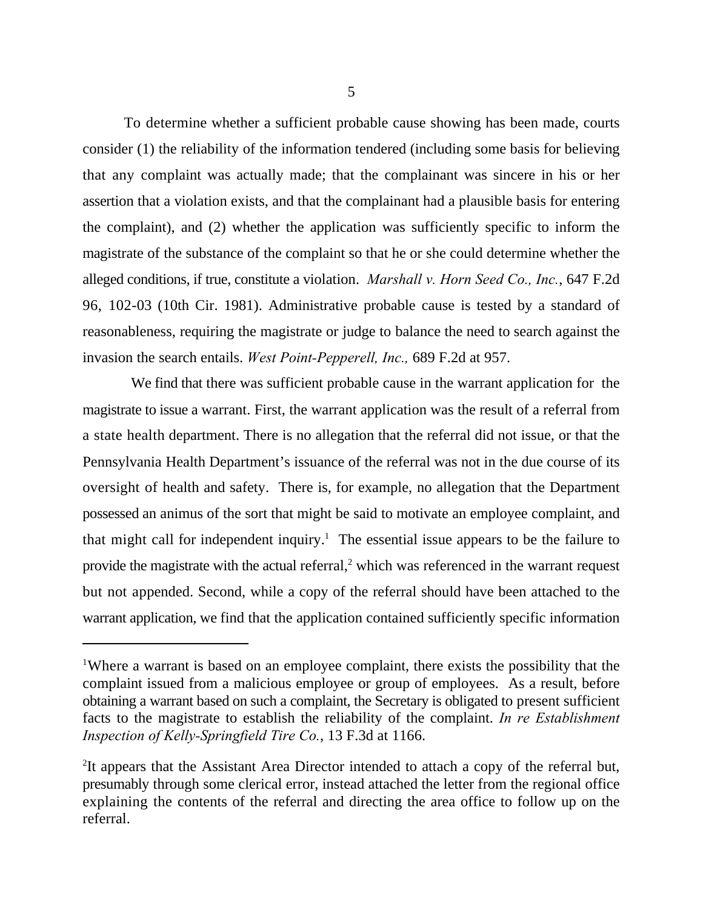To determine whether a sufficient probable cause showing has been made, courts consider (1) the reliability of the information tendered (including some basis for believing that any complaint was actually made; that the complainant was sincere in his or her assertion that a violation exists, and that the complainant had a plausible basis for entering the complaint), and (2) whether the application was sufficiently specific to inform the magistrate of the substance of the complaint so that he or she could determine whether the alleged conditions, if true, constitute a violation. *Marshall v. Horn Seed Co., Inc.*, 647 F.2d 96, 102-03 (10th Cir. 1981). Administrative probable cause is tested by a standard of reasonableness, requiring the magistrate or judge to balance the need to search against the invasion the search entails. *West Point-Pepperell, Inc.,* 689 F.2d at 957.

We find that there was sufficient probable cause in the warrant application for the magistrate to issue a warrant. First, the warrant application was the result of a referral from a state health department. There is no allegation that the referral did not issue, or that the Pennsylvania Health Department's issuance of the referral was not in the due course of its oversight of health and safety. There is, for example, no allegation that the Department possessed an animus of the sort that might be said to motivate an employee complaint, and that might call for independent inquiry.[1] The essential issue appears to be the failure to provide the magistrate with the actual referral,[2] which was referenced in the warrant request but not appended. Second, while a copy of the referral should have been attached to the warrant application, we find that the application contained sufficiently specific information

---

[1]Where a warrant is based on an employee complaint, there exists the possibility that the complaint issued from a malicious employee or group of employees. As a result, before obtaining a warrant based on such a complaint, the Secretary is obligated to present sufficient facts to the magistrate to establish the reliability of the complaint. *In re Establishment Inspection of Kelly-Springfield Tire Co.*, 13 F.3d at 1166.

[2]It appears that the Assistant Area Director intended to attach a copy of the referral but, presumably through some clerical error, instead attached the letter from the regional office explaining the contents of the referral and directing the area office to follow up on the referral.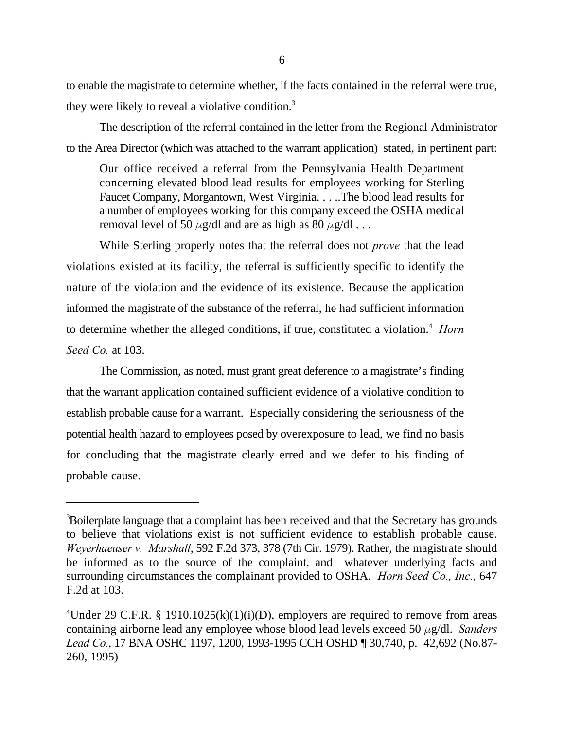to enable the magistrate to determine whether, if the facts contained in the referral were true, they were likely to reveal a violative condition.[3]

The description of the referral contained in the letter from the Regional Administrator to the Area Director (which was attached to the warrant application) stated, in pertinent part:

> Our office received a referral from the Pennsylvania Health Department concerning elevated blood lead results for employees working for Sterling Faucet Company, Morgantown, West Virginia. . . ..The blood lead results for a number of employees working for this company exceed the OSHA medical removal level of 50 $\mu$g/dl and are as high as 80 $\mu$g/dl . . .

While Sterling properly notes that the referral does not *prove* that the lead violations existed at its facility, the referral is sufficiently specific to identify the nature of the violation and the evidence of its existence. Because the application informed the magistrate of the substance of the referral, he had sufficient information to determine whether the alleged conditions, if true, constituted a violation.[4] *Horn Seed Co.* at 103.

The Commission, as noted, must grant great deference to a magistrate's finding that the warrant application contained sufficient evidence of a violative condition to establish probable cause for a warrant. Especially considering the seriousness of the potential health hazard to employees posed by overexposure to lead, we find no basis for concluding that the magistrate clearly erred and we defer to his finding of probable cause.

---

[3]Boilerplate language that a complaint has been received and that the Secretary has grounds to believe that violations exist is not sufficient evidence to establish probable cause. *Weyerhaeuser v. Marshall*, 592 F.2d 373, 378 (7th Cir. 1979). Rather, the magistrate should be informed as to the source of the complaint, and whatever underlying facts and surrounding circumstances the complainant provided to OSHA. *Horn Seed Co., Inc.,* 647 F.2d at 103.

[4]Under 29 C.F.R. § 1910.1025(k)(1)(i)(D), employers are required to remove from areas containing airborne lead any employee whose blood lead levels exceed 50 $\mu$g/dl. *Sanders Lead Co.*, 17 BNA OSHC 1197, 1200, 1993-1995 CCH OSHD ¶ 30,740, p. 42,692 (No.87-260, 1995)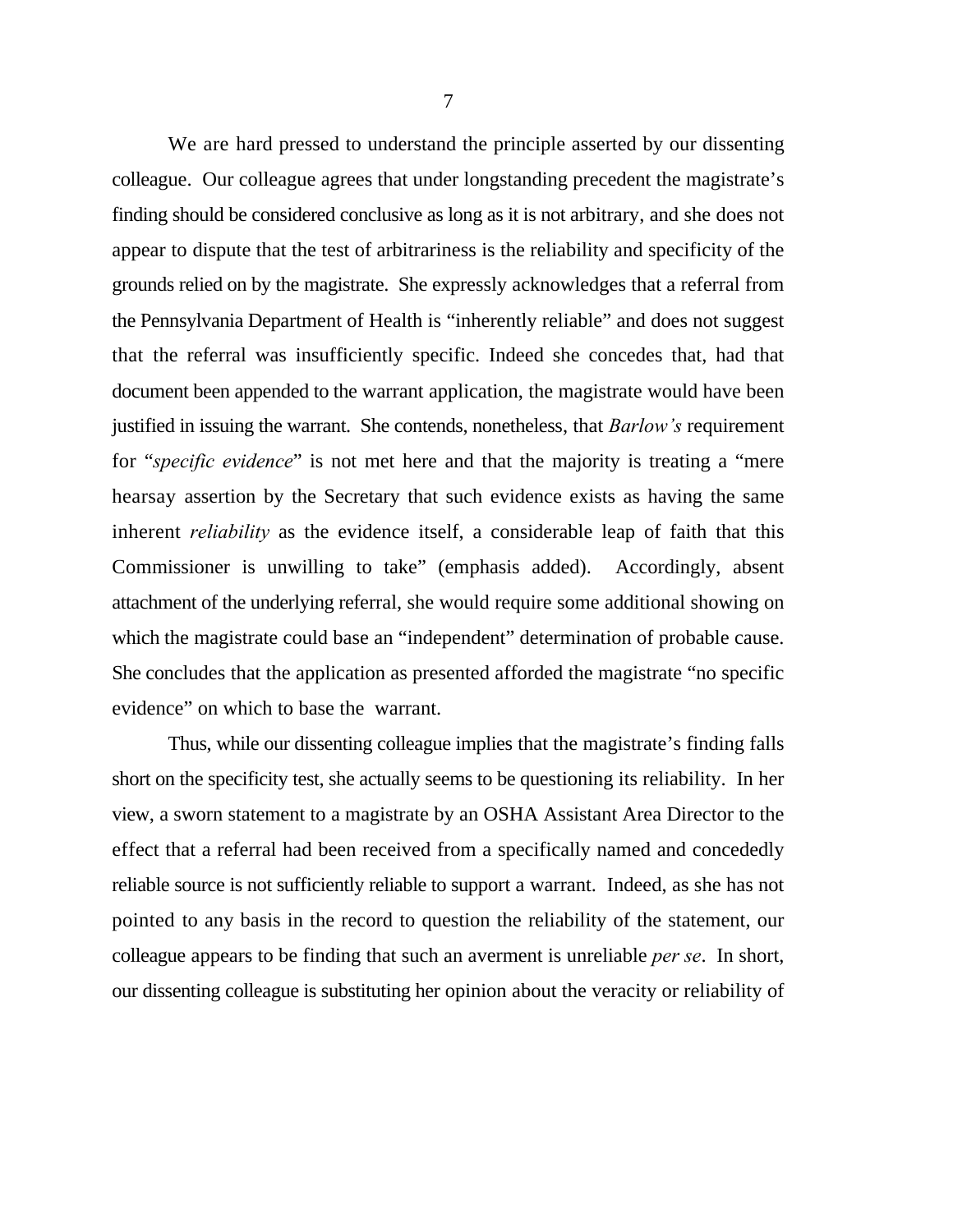We are hard pressed to understand the principle asserted by our dissenting colleague. Our colleague agrees that under longstanding precedent the magistrate's finding should be considered conclusive as long as it is not arbitrary, and she does not appear to dispute that the test of arbitrariness is the reliability and specificity of the grounds relied on by the magistrate. She expressly acknowledges that a referral from the Pennsylvania Department of Health is "inherently reliable" and does not suggest that the referral was insufficiently specific. Indeed she concedes that, had that document been appended to the warrant application, the magistrate would have been justified in issuing the warrant. She contends, nonetheless, that *Barlow's* requirement for "*specific evidence*" is not met here and that the majority is treating a "mere hearsay assertion by the Secretary that such evidence exists as having the same inherent *reliability* as the evidence itself, a considerable leap of faith that this Commissioner is unwilling to take" (emphasis added). Accordingly, absent attachment of the underlying referral, she would require some additional showing on which the magistrate could base an "independent" determination of probable cause. She concludes that the application as presented afforded the magistrate "no specific evidence" on which to base the warrant.

Thus, while our dissenting colleague implies that the magistrate's finding falls short on the specificity test, she actually seems to be questioning its reliability. In her view, a sworn statement to a magistrate by an OSHA Assistant Area Director to the effect that a referral had been received from a specifically named and concededly reliable source is not sufficiently reliable to support a warrant. Indeed, as she has not pointed to any basis in the record to question the reliability of the statement, our colleague appears to be finding that such an averment is unreliable *per se*. In short, our dissenting colleague is substituting her opinion about the veracity or reliability of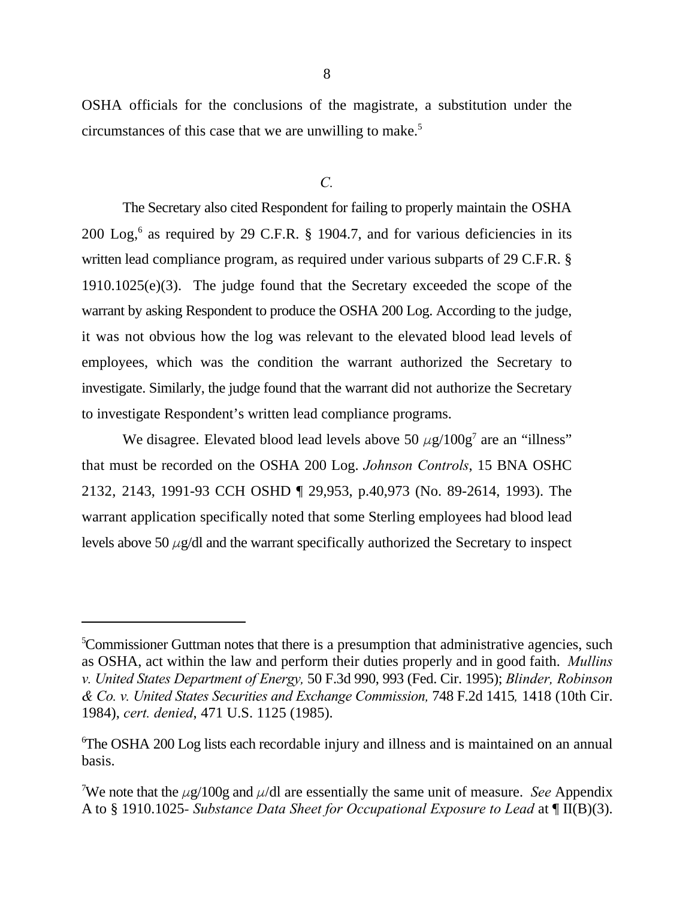OSHA officials for the conclusions of the magistrate, a substitution under the circumstances of this case that we are unwilling to make.[5]

*C.*

The Secretary also cited Respondent for failing to properly maintain the OSHA 200 Log,[6] as required by 29 C.F.R. § 1904.7, and for various deficiencies in its written lead compliance program, as required under various subparts of 29 C.F.R. § 1910.1025(e)(3). The judge found that the Secretary exceeded the scope of the warrant by asking Respondent to produce the OSHA 200 Log. According to the judge, it was not obvious how the log was relevant to the elevated blood lead levels of employees, which was the condition the warrant authorized the Secretary to investigate. Similarly, the judge found that the warrant did not authorize the Secretary to investigate Respondent's written lead compliance programs.

We disagree. Elevated blood lead levels above 50 $\mu$g/100g[7] are an "illness" that must be recorded on the OSHA 200 Log. *Johnson Controls*, 15 BNA OSHC 2132, 2143, 1991-93 CCH OSHD ¶ 29,953, p.40,973 (No. 89-2614, 1993). The warrant application specifically noted that some Sterling employees had blood lead levels above 50 $\mu$g/dl and the warrant specifically authorized the Secretary to inspect

---

[5]Commissioner Guttman notes that there is a presumption that administrative agencies, such as OSHA, act within the law and perform their duties properly and in good faith. *Mullins v. United States Department of Energy,* 50 F.3d 990, 993 (Fed. Cir. 1995); *Blinder, Robinson & Co. v. United States Securities and Exchange Commission,* 748 F.2d 1415*,* 1418 (10th Cir. 1984), *cert. denied*, 471 U.S. 1125 (1985).

[6]The OSHA 200 Log lists each recordable injury and illness and is maintained on an annual basis.

[7]We note that the $\mu$g/100g and $\mu$/dl are essentially the same unit of measure. *See* Appendix A to § 1910.1025- *Substance Data Sheet for Occupational Exposure to Lead* at ¶ II(B)(3).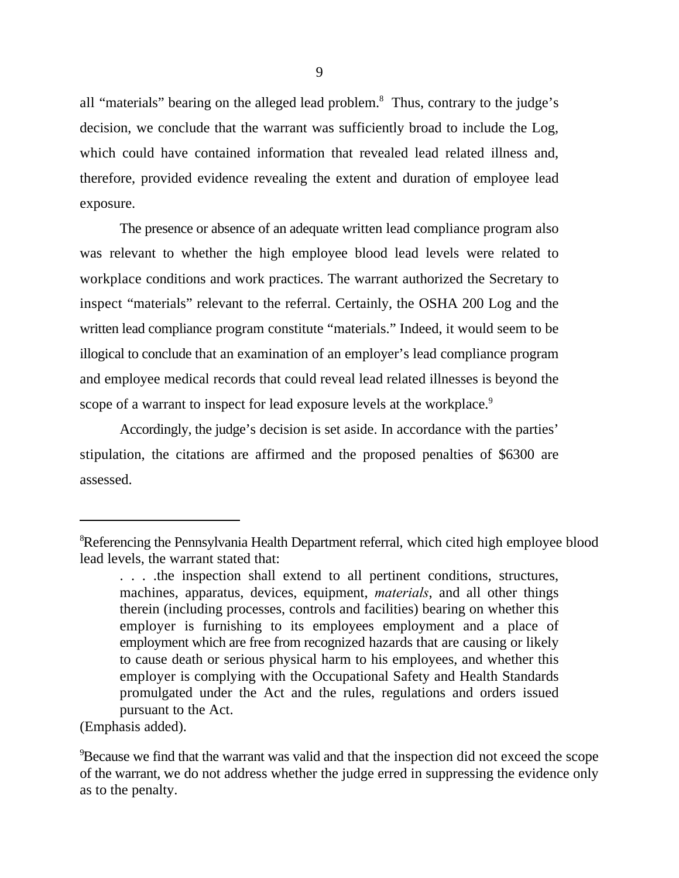all "materials" bearing on the alleged lead problem.[8] Thus, contrary to the judge's decision, we conclude that the warrant was sufficiently broad to include the Log, which could have contained information that revealed lead related illness and, therefore, provided evidence revealing the extent and duration of employee lead exposure.

The presence or absence of an adequate written lead compliance program also was relevant to whether the high employee blood lead levels were related to workplace conditions and work practices. The warrant authorized the Secretary to inspect "materials" relevant to the referral. Certainly, the OSHA 200 Log and the written lead compliance program constitute "materials." Indeed, it would seem to be illogical to conclude that an examination of an employer's lead compliance program and employee medical records that could reveal lead related illnesses is beyond the scope of a warrant to inspect for lead exposure levels at the workplace.[9]

Accordingly, the judge's decision is set aside. In accordance with the parties' stipulation, the citations are affirmed and the proposed penalties of $6300 are assessed.

---

[8]Referencing the Pennsylvania Health Department referral, which cited high employee blood lead levels, the warrant stated that:

> . . . .the inspection shall extend to all pertinent conditions, structures, machines, apparatus, devices, equipment, *materials*, and all other things therein (including processes, controls and facilities) bearing on whether this employer is furnishing to its employees employment and a place of employment which are free from recognized hazards that are causing or likely to cause death or serious physical harm to his employees, and whether this employer is complying with the Occupational Safety and Health Standards promulgated under the Act and the rules, regulations and orders issued pursuant to the Act.

(Emphasis added).

[9]Because we find that the warrant was valid and that the inspection did not exceed the scope of the warrant, we do not address whether the judge erred in suppressing the evidence only as to the penalty.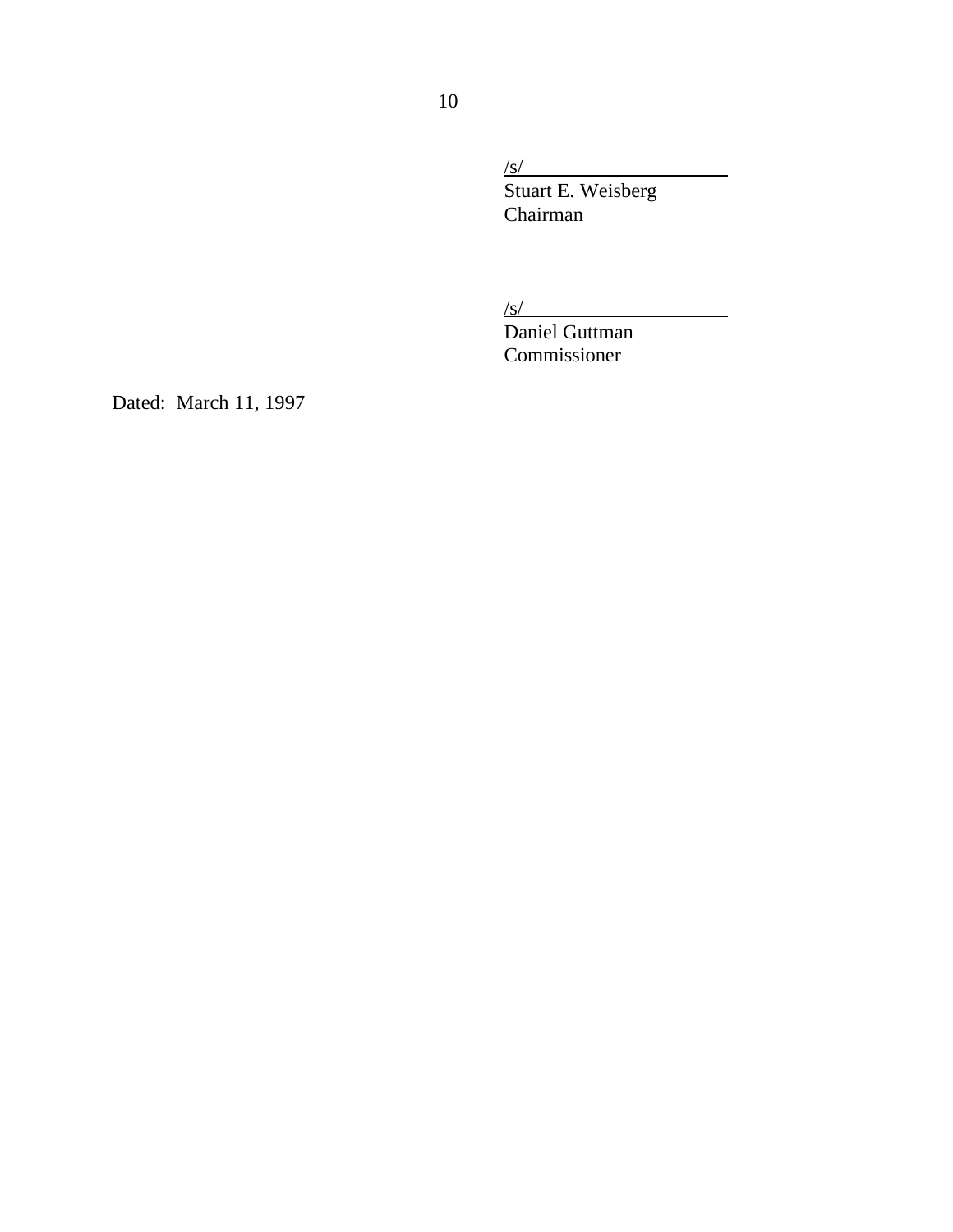/s/
Stuart E. Weisberg
Chairman

/s/
Daniel Guttman
Commissioner

Dated: March 11, 1997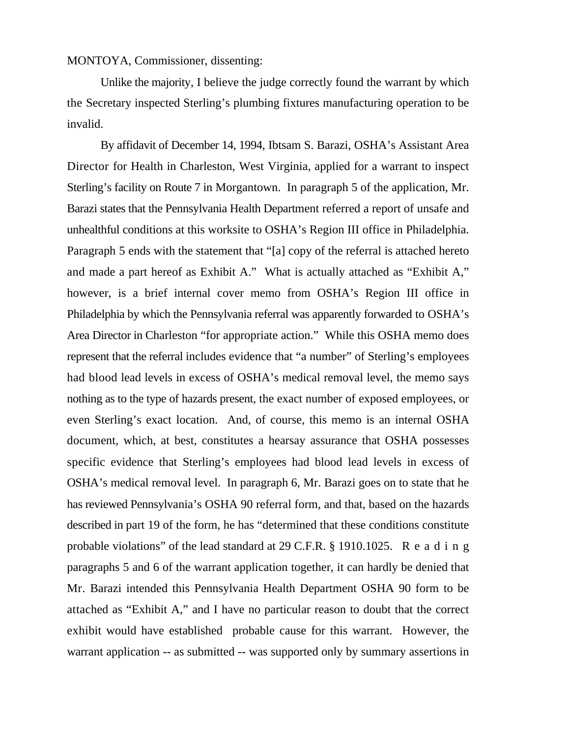MONTOYA, Commissioner, dissenting:

Unlike the majority, I believe the judge correctly found the warrant by which the Secretary inspected Sterling's plumbing fixtures manufacturing operation to be invalid.

By affidavit of December 14, 1994, Ibtsam S. Barazi, OSHA's Assistant Area Director for Health in Charleston, West Virginia, applied for a warrant to inspect Sterling's facility on Route 7 in Morgantown. In paragraph 5 of the application, Mr. Barazi states that the Pennsylvania Health Department referred a report of unsafe and unhealthful conditions at this worksite to OSHA's Region III office in Philadelphia. Paragraph 5 ends with the statement that "[a] copy of the referral is attached hereto and made a part hereof as Exhibit A." What is actually attached as "Exhibit A," however, is a brief internal cover memo from OSHA's Region III office in Philadelphia by which the Pennsylvania referral was apparently forwarded to OSHA's Area Director in Charleston "for appropriate action." While this OSHA memo does represent that the referral includes evidence that "a number" of Sterling's employees had blood lead levels in excess of OSHA's medical removal level, the memo says nothing as to the type of hazards present, the exact number of exposed employees, or even Sterling's exact location. And, of course, this memo is an internal OSHA document, which, at best, constitutes a hearsay assurance that OSHA possesses specific evidence that Sterling's employees had blood lead levels in excess of OSHA's medical removal level. In paragraph 6, Mr. Barazi goes on to state that he has reviewed Pennsylvania's OSHA 90 referral form, and that, based on the hazards described in part 19 of the form, he has "determined that these conditions constitute probable violations" of the lead standard at 29 C.F.R. § 1910.1025. Reading paragraphs 5 and 6 of the warrant application together, it can hardly be denied that Mr. Barazi intended this Pennsylvania Health Department OSHA 90 form to be attached as "Exhibit A," and I have no particular reason to doubt that the correct exhibit would have established probable cause for this warrant. However, the warrant application -- as submitted -- was supported only by summary assertions in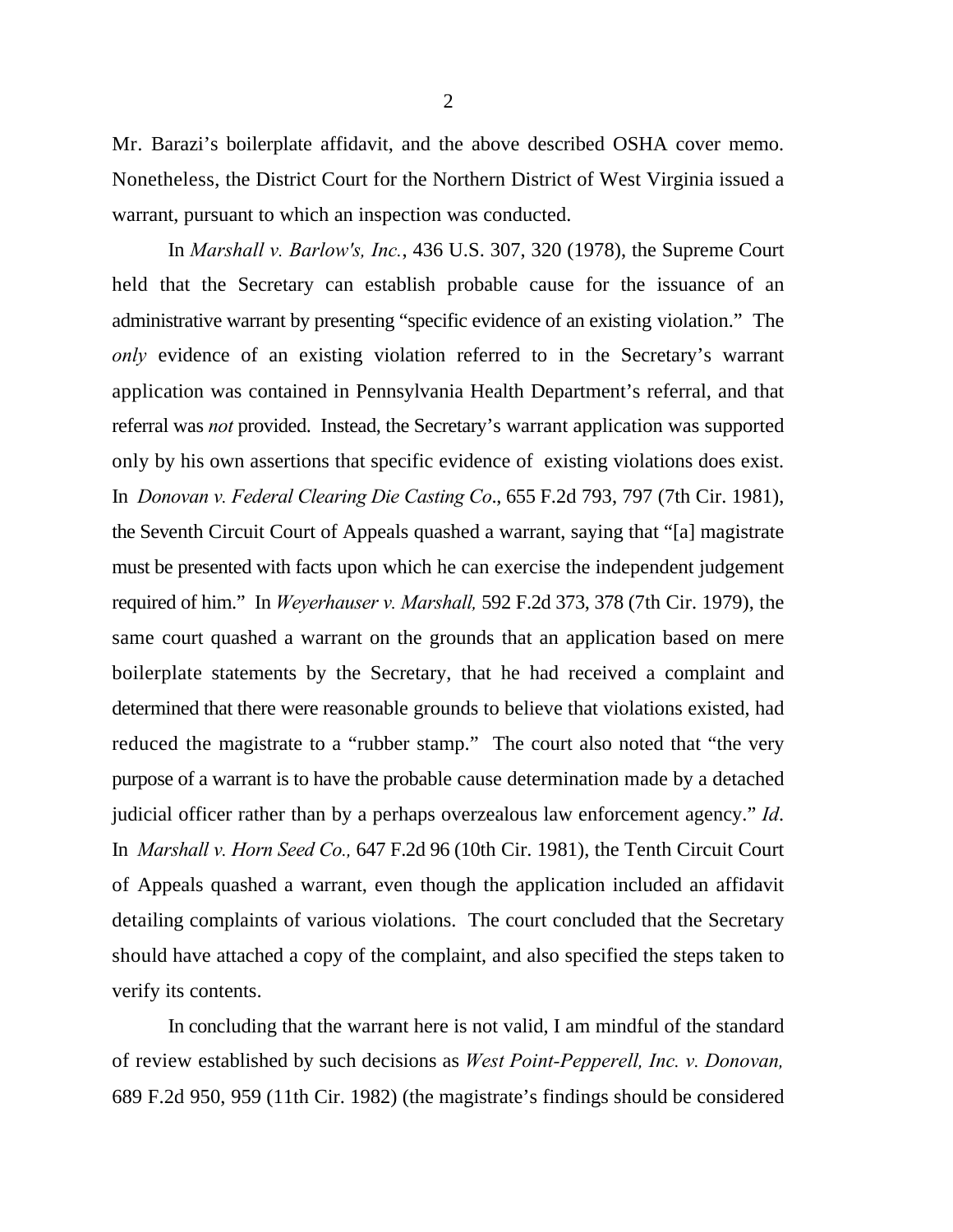Mr. Barazi's boilerplate affidavit, and the above described OSHA cover memo. Nonetheless, the District Court for the Northern District of West Virginia issued a warrant, pursuant to which an inspection was conducted.

In *Marshall v. Barlow's, Inc.*, 436 U.S. 307, 320 (1978), the Supreme Court held that the Secretary can establish probable cause for the issuance of an administrative warrant by presenting "specific evidence of an existing violation." The *only* evidence of an existing violation referred to in the Secretary's warrant application was contained in Pennsylvania Health Department's referral, and that referral was *not* provided. Instead, the Secretary's warrant application was supported only by his own assertions that specific evidence of existing violations does exist. In *Donovan v. Federal Clearing Die Casting Co*., 655 F.2d 793, 797 (7th Cir. 1981), the Seventh Circuit Court of Appeals quashed a warrant, saying that "[a] magistrate must be presented with facts upon which he can exercise the independent judgement required of him." In *Weyerhauser v. Marshall,* 592 F.2d 373, 378 (7th Cir. 1979), the same court quashed a warrant on the grounds that an application based on mere boilerplate statements by the Secretary, that he had received a complaint and determined that there were reasonable grounds to believe that violations existed, had reduced the magistrate to a "rubber stamp." The court also noted that "the very purpose of a warrant is to have the probable cause determination made by a detached judicial officer rather than by a perhaps overzealous law enforcement agency." *Id*. In *Marshall v. Horn Seed Co.,* 647 F.2d 96 (10th Cir. 1981), the Tenth Circuit Court of Appeals quashed a warrant, even though the application included an affidavit detailing complaints of various violations. The court concluded that the Secretary should have attached a copy of the complaint, and also specified the steps taken to verify its contents.

In concluding that the warrant here is not valid, I am mindful of the standard of review established by such decisions as *West Point-Pepperell, Inc. v. Donovan,* 689 F.2d 950, 959 (11th Cir. 1982) (the magistrate's findings should be considered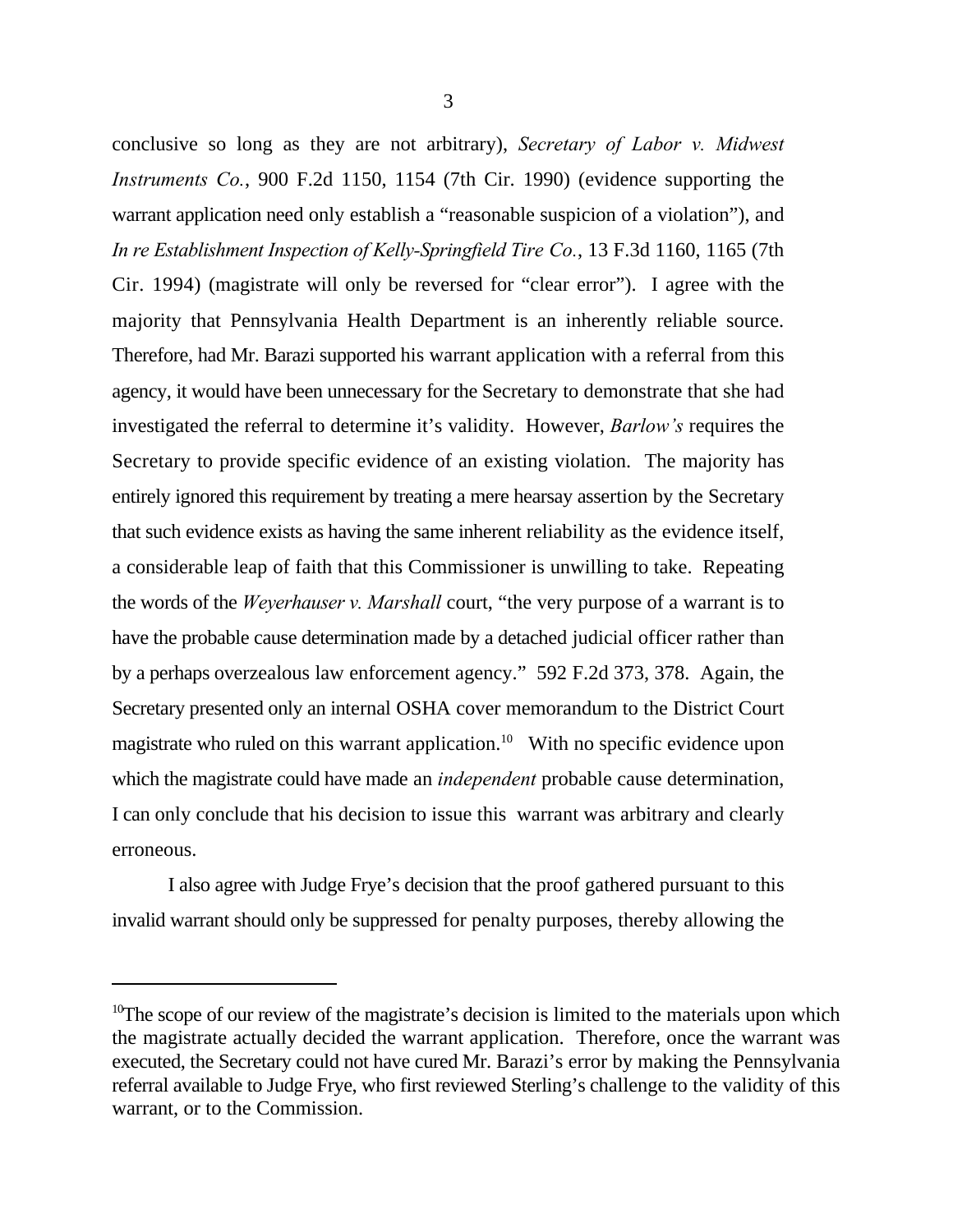conclusive so long as they are not arbitrary), *Secretary of Labor v. Midwest Instruments Co.*, 900 F.2d 1150, 1154 (7th Cir. 1990) (evidence supporting the warrant application need only establish a "reasonable suspicion of a violation"), and *In re Establishment Inspection of Kelly-Springfield Tire Co.*, 13 F.3d 1160, 1165 (7th Cir. 1994) (magistrate will only be reversed for "clear error"). I agree with the majority that Pennsylvania Health Department is an inherently reliable source. Therefore, had Mr. Barazi supported his warrant application with a referral from this agency, it would have been unnecessary for the Secretary to demonstrate that she had investigated the referral to determine it's validity. However, *Barlow's* requires the Secretary to provide specific evidence of an existing violation. The majority has entirely ignored this requirement by treating a mere hearsay assertion by the Secretary that such evidence exists as having the same inherent reliability as the evidence itself, a considerable leap of faith that this Commissioner is unwilling to take. Repeating the words of the *Weyerhauser v. Marshall* court, "the very purpose of a warrant is to have the probable cause determination made by a detached judicial officer rather than by a perhaps overzealous law enforcement agency." 592 F.2d 373, 378. Again, the Secretary presented only an internal OSHA cover memorandum to the District Court magistrate who ruled on this warrant application.[10] With no specific evidence upon which the magistrate could have made an *independent* probable cause determination, I can only conclude that his decision to issue this warrant was arbitrary and clearly erroneous.

I also agree with Judge Frye's decision that the proof gathered pursuant to this invalid warrant should only be suppressed for penalty purposes, thereby allowing the

---

[10]The scope of our review of the magistrate's decision is limited to the materials upon which the magistrate actually decided the warrant application. Therefore, once the warrant was executed, the Secretary could not have cured Mr. Barazi's error by making the Pennsylvania referral available to Judge Frye, who first reviewed Sterling's challenge to the validity of this warrant, or to the Commission.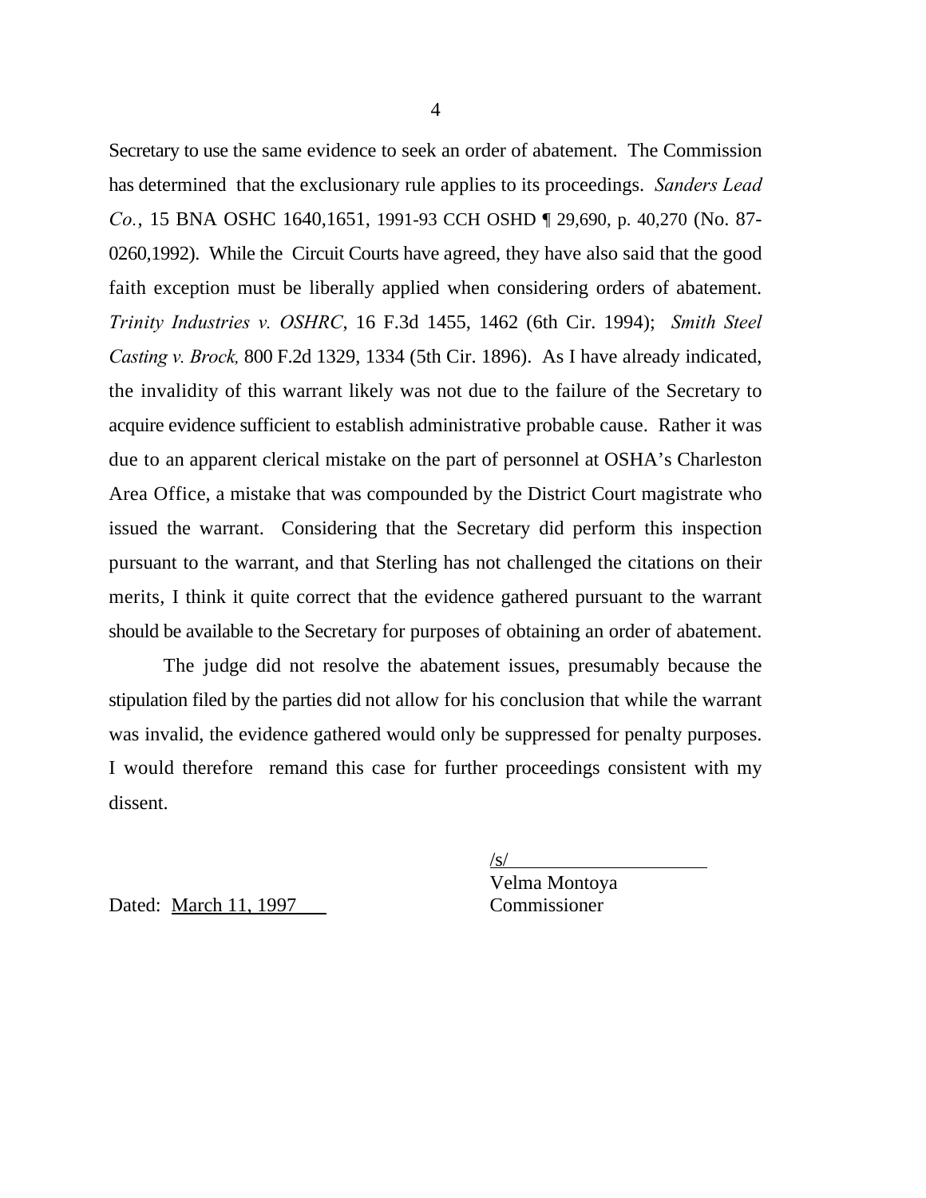Secretary to use the same evidence to seek an order of abatement. The Commission has determined that the exclusionary rule applies to its proceedings. *Sanders Lead Co.*, 15 BNA OSHC 1640,1651, 1991-93 CCH OSHD ¶ 29,690, p. 40,270 (No. 87-0260,1992). While the Circuit Courts have agreed, they have also said that the good faith exception must be liberally applied when considering orders of abatement. *Trinity Industries v. OSHRC*, 16 F.3d 1455, 1462 (6th Cir. 1994); *Smith Steel Casting v. Brock,* 800 F.2d 1329, 1334 (5th Cir. 1896). As I have already indicated, the invalidity of this warrant likely was not due to the failure of the Secretary to acquire evidence sufficient to establish administrative probable cause. Rather it was due to an apparent clerical mistake on the part of personnel at OSHA's Charleston Area Office, a mistake that was compounded by the District Court magistrate who issued the warrant. Considering that the Secretary did perform this inspection pursuant to the warrant, and that Sterling has not challenged the citations on their merits, I think it quite correct that the evidence gathered pursuant to the warrant should be available to the Secretary for purposes of obtaining an order of abatement.

The judge did not resolve the abatement issues, presumably because the stipulation filed by the parties did not allow for his conclusion that while the warrant was invalid, the evidence gathered would only be suppressed for penalty purposes. I would therefore remand this case for further proceedings consistent with my dissent.

/s/
Velma Montoya
Commissioner

Dated: March 11, 1997